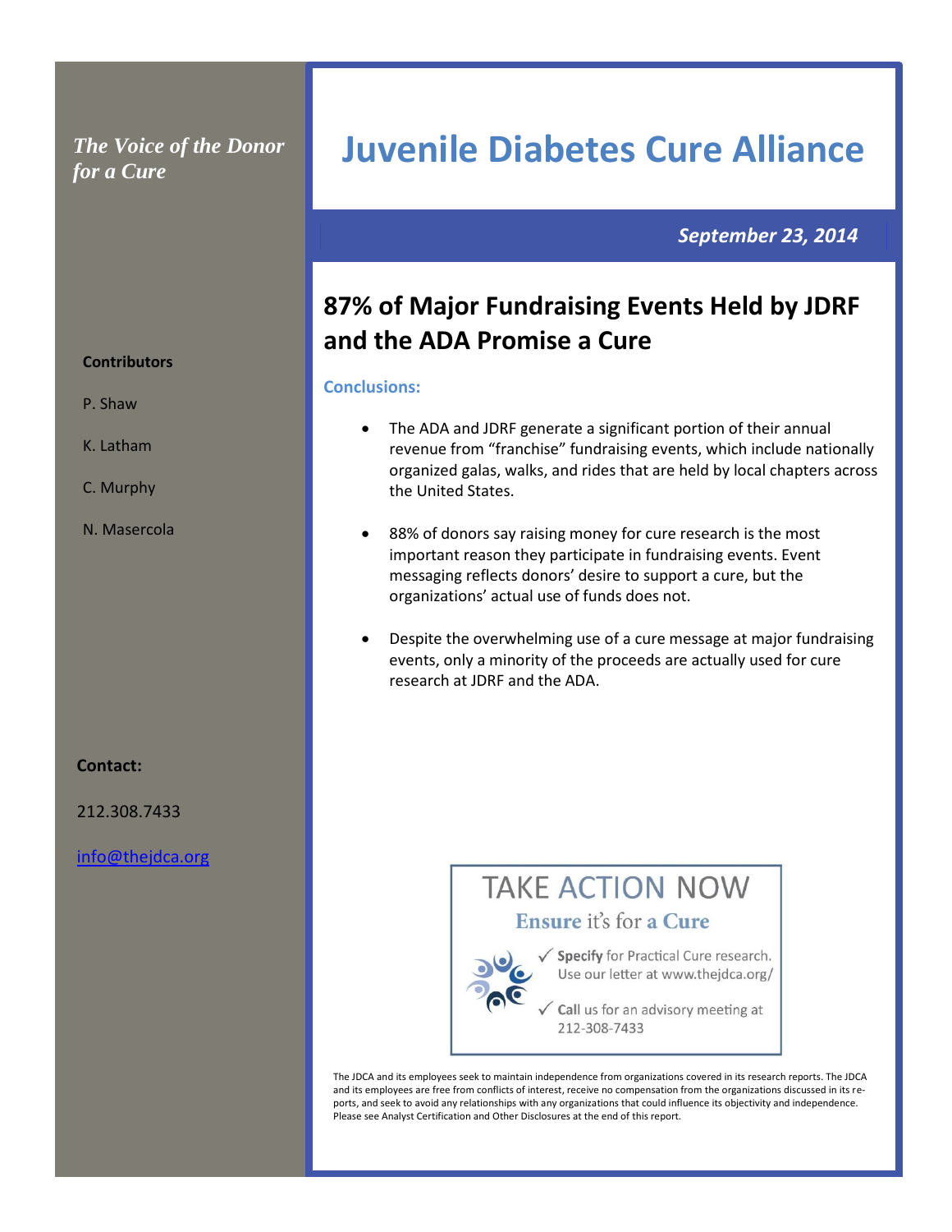*The Voice of the Donor for a Cure*

# Juvenile Diabetes Cure Alliance

***September 23, 2014***

**Contributors**

P. Shaw

K. Latham

C. Murphy

N. Masercola

**Contact:**

212.308.7433

info@thejdca.org

## 87% of Major Fundraising Events Held by JDRF and the ADA Promise a Cure

### Conclusions:

- The ADA and JDRF generate a significant portion of their annual revenue from "franchise" fundraising events, which include nationally organized galas, walks, and rides that are held by local chapters across the United States.
- 88% of donors say raising money for cure research is the most important reason they participate in fundraising events. Event messaging reflects donors' desire to support a cure, but the organizations' actual use of funds does not.
- Despite the overwhelming use of a cure message at major fundraising events, only a minority of the proceeds are actually used for cure research at JDRF and the ADA.

**TAKE ACTION NOW**

**Ensure** it's for **a Cure**

✓ **Specify** for Practical Cure research. Use our letter at www.thejdca.org/

✓ **Call** us for an advisory meeting at 212-308-7433

The JDCA and its employees seek to maintain independence from organizations covered in its research reports. The JDCA and its employees are free from conflicts of interest, receive no compensation from the organizations discussed in its reports, and seek to avoid any relationships with any organizations that could influence its objectivity and independence. Please see Analyst Certification and Other Disclosures at the end of this report.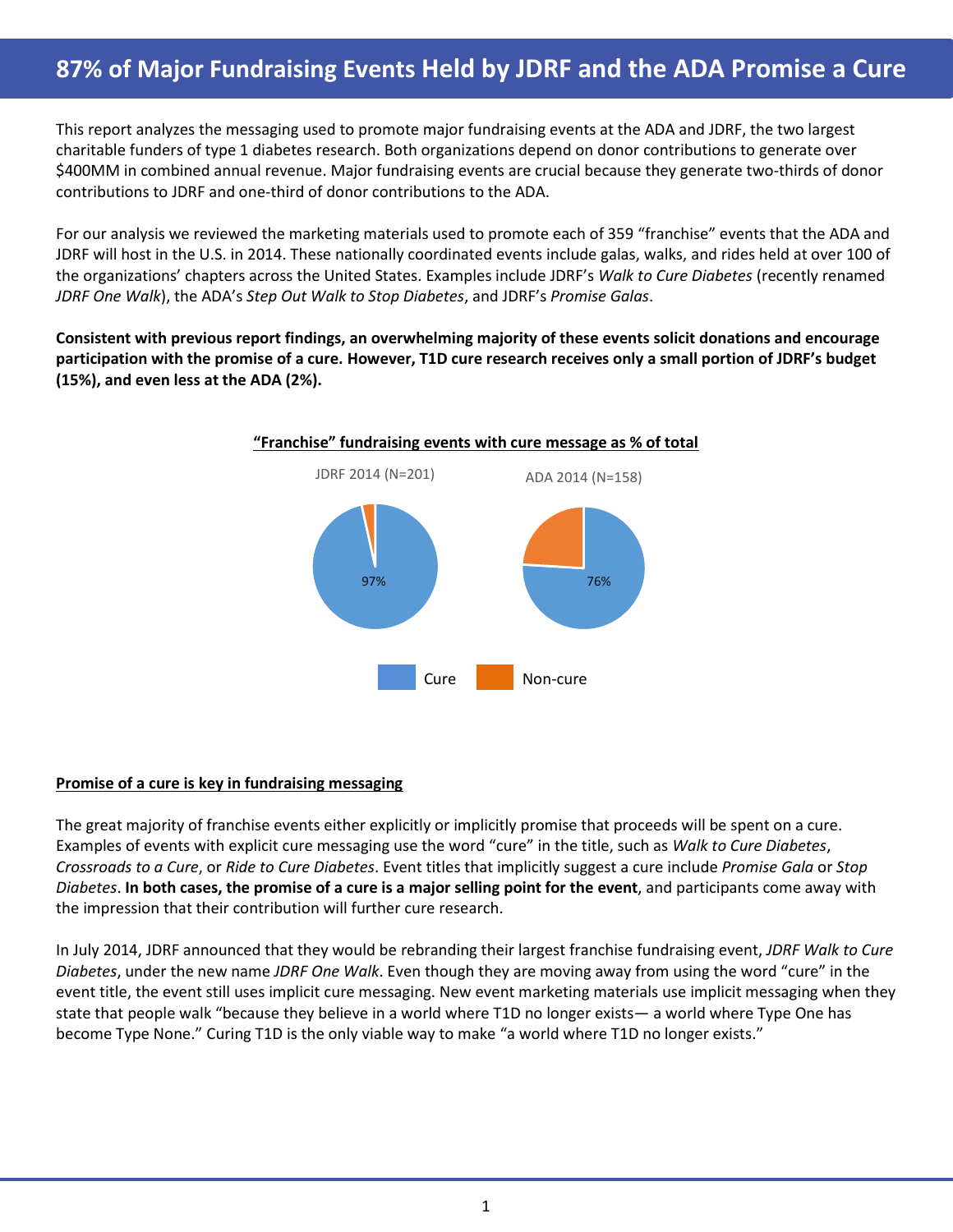# 87% of Major Fundraising Events Held by JDRF and the ADA Promise a Cure

This report analyzes the messaging used to promote major fundraising events at the ADA and JDRF, the two largest charitable funders of type 1 diabetes research. Both organizations depend on donor contributions to generate over $400MM in combined annual revenue. Major fundraising events are crucial because they generate two-thirds of donor contributions to JDRF and one-third of donor contributions to the ADA.

For our analysis we reviewed the marketing materials used to promote each of 359 "franchise" events that the ADA and JDRF will host in the U.S. in 2014. These nationally coordinated events include galas, walks, and rides held at over 100 of the organizations' chapters across the United States. Examples include JDRF's *Walk to Cure Diabetes* (recently renamed *JDRF One Walk*), the ADA's *Step Out Walk to Stop Diabetes*, and JDRF's *Promise Galas*.

**Consistent with previous report findings, an overwhelming majority of these events solicit donations and encourage participation with the promise of a cure. However, T1D cure research receives only a small portion of JDRF's budget (15%), and even less at the ADA (2%).**

**"Franchise" fundraising events with cure message as % of total**

JDRF 2014 (N=201): Cure 97%

ADA 2014 (N=158): Cure 76%

Legend: Cure, Non-cure

## Promise of a cure is key in fundraising messaging

The great majority of franchise events either explicitly or implicitly promise that proceeds will be spent on a cure. Examples of events with explicit cure messaging use the word "cure" in the title, such as *Walk to Cure Diabetes*, *Crossroads to a Cure*, or *Ride to Cure Diabetes*. Event titles that implicitly suggest a cure include *Promise Gala* or *Stop Diabetes*. **In both cases, the promise of a cure is a major selling point for the event**, and participants come away with the impression that their contribution will further cure research.

In July 2014, JDRF announced that they would be rebranding their largest franchise fundraising event, *JDRF Walk to Cure Diabetes*, under the new name *JDRF One Walk*. Even though they are moving away from using the word "cure" in the event title, the event still uses implicit cure messaging. New event marketing materials use implicit messaging when they state that people walk "because they believe in a world where T1D no longer exists— a world where Type One has become Type None." Curing T1D is the only viable way to make "a world where T1D no longer exists."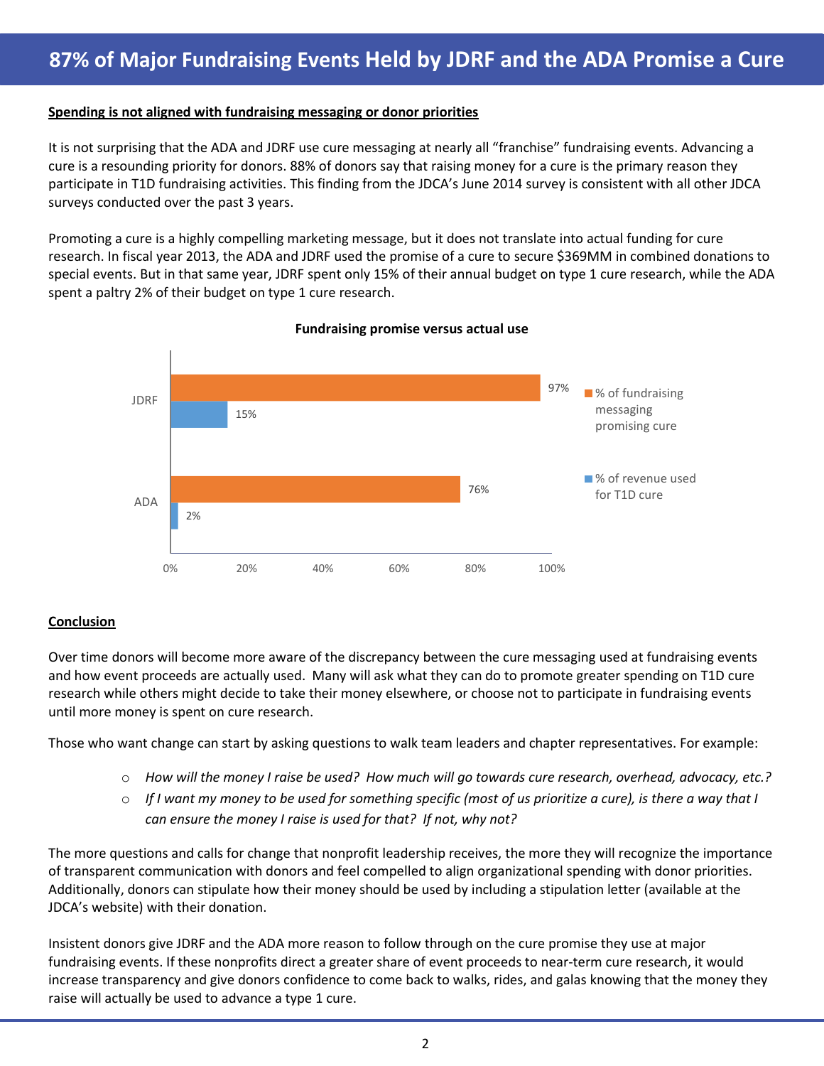# 87% of Major Fundraising Events Held by JDRF and the ADA Promise a Cure

**Spending is not aligned with fundraising messaging or donor priorities**

It is not surprising that the ADA and JDRF use cure messaging at nearly all "franchise" fundraising events. Advancing a cure is a resounding priority for donors. 88% of donors say that raising money for a cure is the primary reason they participate in T1D fundraising activities. This finding from the JDCA's June 2014 survey is consistent with all other JDCA surveys conducted over the past 3 years.

Promoting a cure is a highly compelling marketing message, but it does not translate into actual funding for cure research. In fiscal year 2013, the ADA and JDRF used the promise of a cure to secure $369MM in combined donations to special events. But in that same year, JDRF spent only 15% of their annual budget on type 1 cure research, while the ADA spent a paltry 2% of their budget on type 1 cure research.

**Fundraising promise versus actual use**

| | % of fundraising messaging promising cure | % of revenue used for T1D cure |
|---|---|---|
| JDRF | 97% | 15% |
| ADA | 76% | 2% |

**Conclusion**

Over time donors will become more aware of the discrepancy between the cure messaging used at fundraising events and how event proceeds are actually used. Many will ask what they can do to promote greater spending on T1D cure research while others might decide to take their money elsewhere, or choose not to participate in fundraising events until more money is spent on cure research.

Those who want change can start by asking questions to walk team leaders and chapter representatives. For example:

- *How will the money I raise be used? How much will go towards cure research, overhead, advocacy, etc.?*
- *If I want my money to be used for something specific (most of us prioritize a cure), is there a way that I can ensure the money I raise is used for that? If not, why not?*

The more questions and calls for change that nonprofit leadership receives, the more they will recognize the importance of transparent communication with donors and feel compelled to align organizational spending with donor priorities. Additionally, donors can stipulate how their money should be used by including a stipulation letter (available at the JDCA's website) with their donation.

Insistent donors give JDRF and the ADA more reason to follow through on the cure promise they use at major fundraising events. If these nonprofits direct a greater share of event proceeds to near-term cure research, it would increase transparency and give donors confidence to come back to walks, rides, and galas knowing that the money they raise will actually be used to advance a type 1 cure.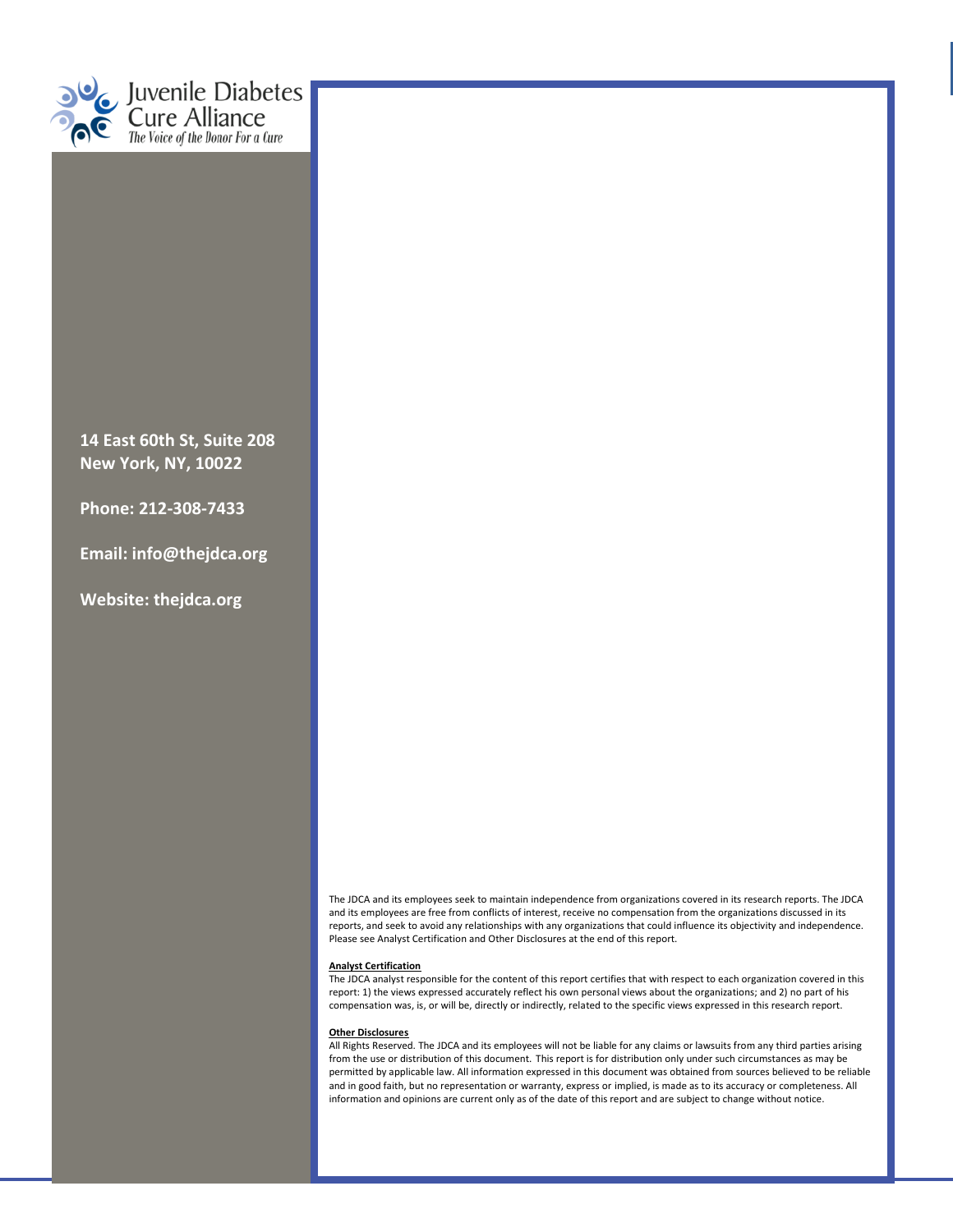Juvenile Diabetes Cure Alliance

*The Voice of the Donor For a Cure*

**14 East 60th St, Suite 208**
**New York, NY, 10022**

**Phone: 212-308-7433**

**Email: info@thejdca.org**

**Website: thejdca.org**

The JDCA and its employees seek to maintain independence from organizations covered in its research reports. The JDCA and its employees are free from conflicts of interest, receive no compensation from the organizations discussed in its reports, and seek to avoid any relationships with any organizations that could influence its objectivity and independence. Please see Analyst Certification and Other Disclosures at the end of this report.

**Analyst Certification**

The JDCA analyst responsible for the content of this report certifies that with respect to each organization covered in this report: 1) the views expressed accurately reflect his own personal views about the organizations; and 2) no part of his compensation was, is, or will be, directly or indirectly, related to the specific views expressed in this research report.

**Other Disclosures**

All Rights Reserved. The JDCA and its employees will not be liable for any claims or lawsuits from any third parties arising from the use or distribution of this document. This report is for distribution only under such circumstances as may be permitted by applicable law. All information expressed in this document was obtained from sources believed to be reliable and in good faith, but no representation or warranty, express or implied, is made as to its accuracy or completeness. All information and opinions are current only as of the date of this report and are subject to change without notice.